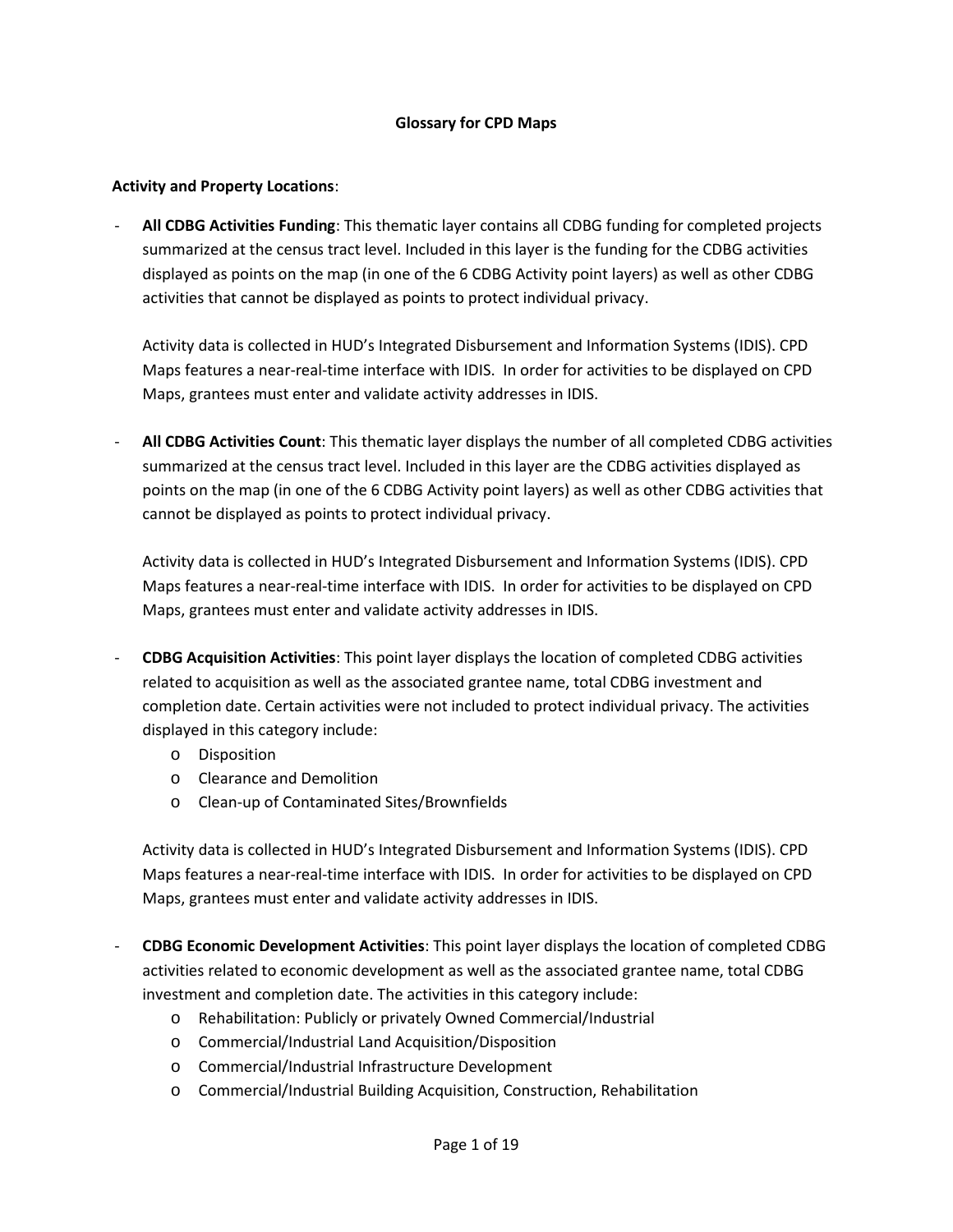# Glossary for CPD Maps

**Activity and Property Locations**:

- **All CDBG Activities Funding**: This thematic layer contains all CDBG funding for completed projects summarized at the census tract level. Included in this layer is the funding for the CDBG activities displayed as points on the map (in one of the 6 CDBG Activity point layers) as well as other CDBG activities that cannot be displayed as points to protect individual privacy.

  Activity data is collected in HUD's Integrated Disbursement and Information Systems (IDIS). CPD Maps features a near-real-time interface with IDIS. In order for activities to be displayed on CPD Maps, grantees must enter and validate activity addresses in IDIS.

- **All CDBG Activities Count**: This thematic layer displays the number of all completed CDBG activities summarized at the census tract level. Included in this layer are the CDBG activities displayed as points on the map (in one of the 6 CDBG Activity point layers) as well as other CDBG activities that cannot be displayed as points to protect individual privacy.

  Activity data is collected in HUD's Integrated Disbursement and Information Systems (IDIS). CPD Maps features a near-real-time interface with IDIS. In order for activities to be displayed on CPD Maps, grantees must enter and validate activity addresses in IDIS.

- **CDBG Acquisition Activities**: This point layer displays the location of completed CDBG activities related to acquisition as well as the associated grantee name, total CDBG investment and completion date. Certain activities were not included to protect individual privacy. The activities displayed in this category include:
  - Disposition
  - Clearance and Demolition
  - Clean-up of Contaminated Sites/Brownfields

  Activity data is collected in HUD's Integrated Disbursement and Information Systems (IDIS). CPD Maps features a near-real-time interface with IDIS. In order for activities to be displayed on CPD Maps, grantees must enter and validate activity addresses in IDIS.

- **CDBG Economic Development Activities**: This point layer displays the location of completed CDBG activities related to economic development as well as the associated grantee name, total CDBG investment and completion date. The activities in this category include:
  - Rehabilitation: Publicly or privately Owned Commercial/Industrial
  - Commercial/Industrial Land Acquisition/Disposition
  - Commercial/Industrial Infrastructure Development
  - Commercial/Industrial Building Acquisition, Construction, Rehabilitation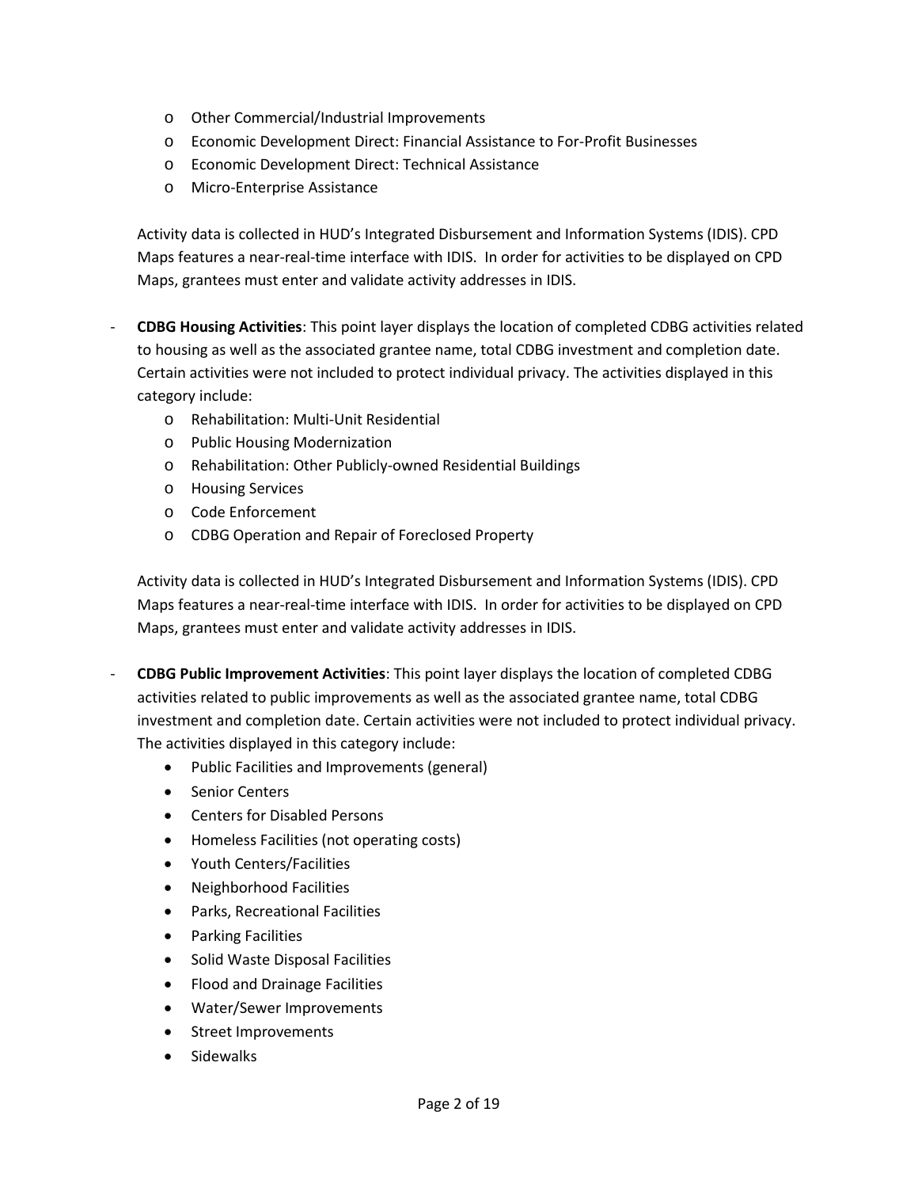- Other Commercial/Industrial Improvements
  - Economic Development Direct: Financial Assistance to For-Profit Businesses
  - Economic Development Direct: Technical Assistance
  - Micro-Enterprise Assistance

  Activity data is collected in HUD's Integrated Disbursement and Information Systems (IDIS). CPD Maps features a near-real-time interface with IDIS. In order for activities to be displayed on CPD Maps, grantees must enter and validate activity addresses in IDIS.

- **CDBG Housing Activities**: This point layer displays the location of completed CDBG activities related to housing as well as the associated grantee name, total CDBG investment and completion date. Certain activities were not included to protect individual privacy. The activities displayed in this category include:
  - Rehabilitation: Multi-Unit Residential
  - Public Housing Modernization
  - Rehabilitation: Other Publicly-owned Residential Buildings
  - Housing Services
  - Code Enforcement
  - CDBG Operation and Repair of Foreclosed Property

  Activity data is collected in HUD's Integrated Disbursement and Information Systems (IDIS). CPD Maps features a near-real-time interface with IDIS. In order for activities to be displayed on CPD Maps, grantees must enter and validate activity addresses in IDIS.

- **CDBG Public Improvement Activities**: This point layer displays the location of completed CDBG activities related to public improvements as well as the associated grantee name, total CDBG investment and completion date. Certain activities were not included to protect individual privacy. The activities displayed in this category include:
  - Public Facilities and Improvements (general)
  - Senior Centers
  - Centers for Disabled Persons
  - Homeless Facilities (not operating costs)
  - Youth Centers/Facilities
  - Neighborhood Facilities
  - Parks, Recreational Facilities
  - Parking Facilities
  - Solid Waste Disposal Facilities
  - Flood and Drainage Facilities
  - Water/Sewer Improvements
  - Street Improvements
  - Sidewalks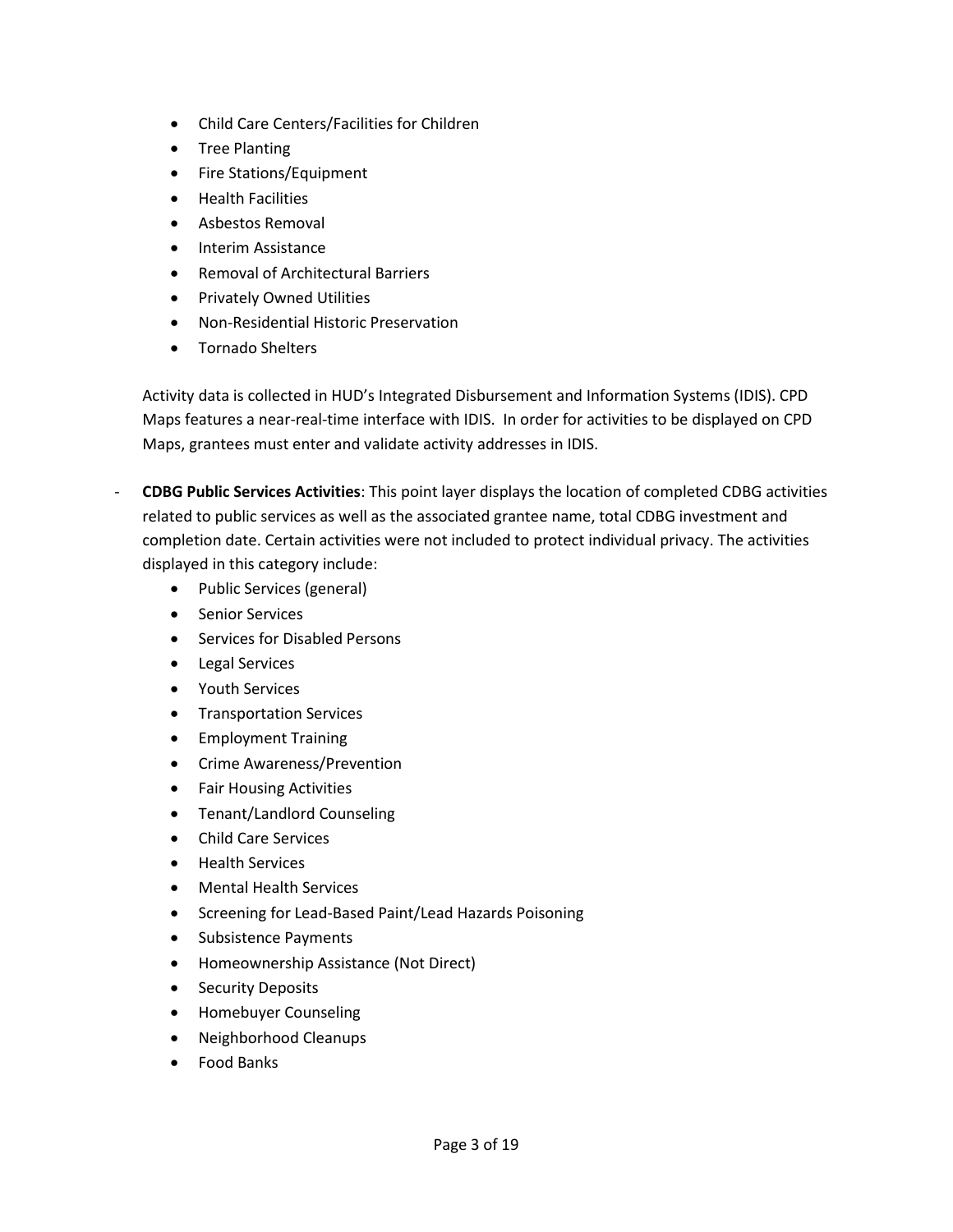- Child Care Centers/Facilities for Children
- Tree Planting
- Fire Stations/Equipment
- Health Facilities
- Asbestos Removal
- Interim Assistance
- Removal of Architectural Barriers
- Privately Owned Utilities
- Non-Residential Historic Preservation
- Tornado Shelters

Activity data is collected in HUD's Integrated Disbursement and Information Systems (IDIS). CPD Maps features a near-real-time interface with IDIS. In order for activities to be displayed on CPD Maps, grantees must enter and validate activity addresses in IDIS.

- **CDBG Public Services Activities**: This point layer displays the location of completed CDBG activities related to public services as well as the associated grantee name, total CDBG investment and completion date. Certain activities were not included to protect individual privacy. The activities displayed in this category include:
    - Public Services (general)
    - Senior Services
    - Services for Disabled Persons
    - Legal Services
    - Youth Services
    - Transportation Services
    - Employment Training
    - Crime Awareness/Prevention
    - Fair Housing Activities
    - Tenant/Landlord Counseling
    - Child Care Services
    - Health Services
    - Mental Health Services
    - Screening for Lead-Based Paint/Lead Hazards Poisoning
    - Subsistence Payments
    - Homeownership Assistance (Not Direct)
    - Security Deposits
    - Homebuyer Counseling
    - Neighborhood Cleanups
    - Food Banks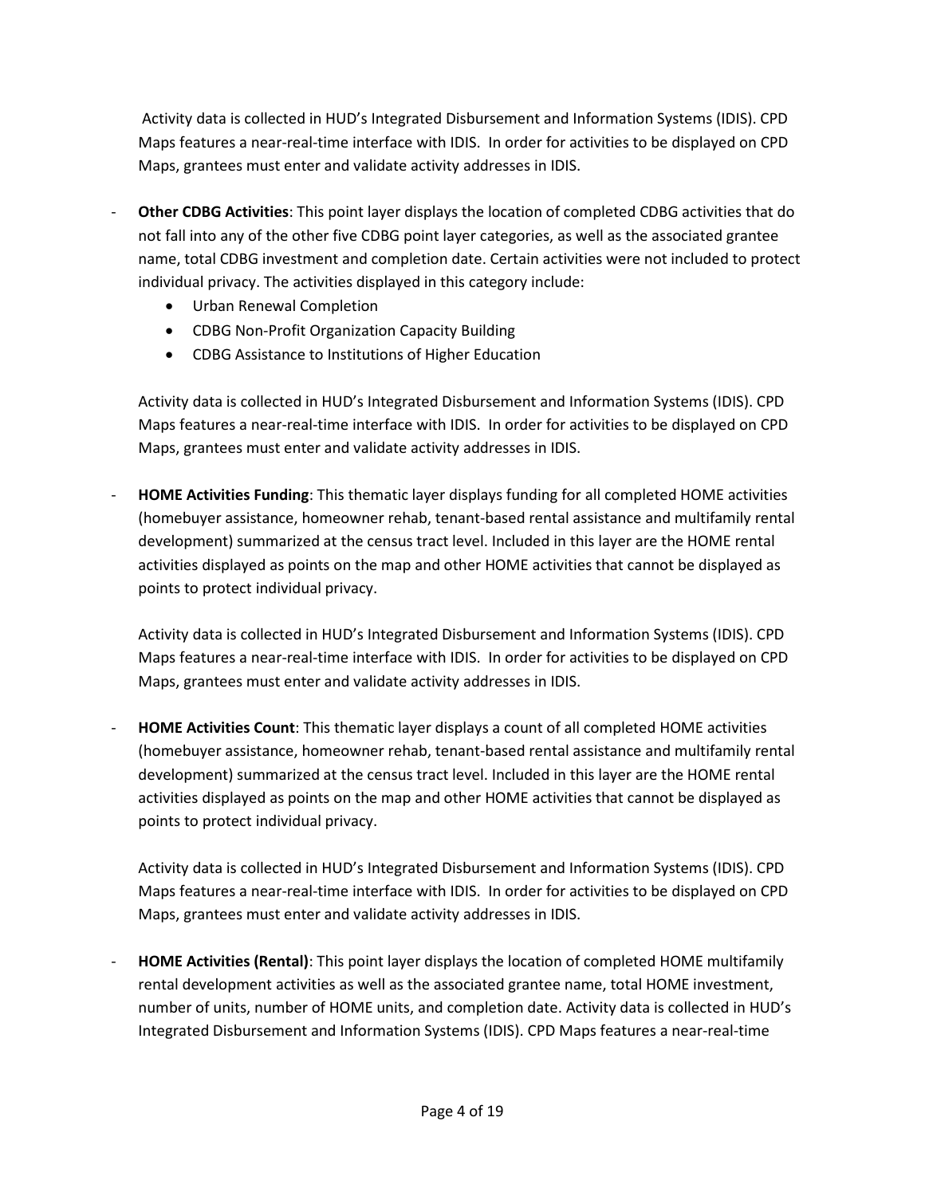Activity data is collected in HUD's Integrated Disbursement and Information Systems (IDIS). CPD Maps features a near-real-time interface with IDIS. In order for activities to be displayed on CPD Maps, grantees must enter and validate activity addresses in IDIS.

- **Other CDBG Activities**: This point layer displays the location of completed CDBG activities that do not fall into any of the other five CDBG point layer categories, as well as the associated grantee name, total CDBG investment and completion date. Certain activities were not included to protect individual privacy. The activities displayed in this category include:
    - Urban Renewal Completion
    - CDBG Non-Profit Organization Capacity Building
    - CDBG Assistance to Institutions of Higher Education

  Activity data is collected in HUD's Integrated Disbursement and Information Systems (IDIS). CPD Maps features a near-real-time interface with IDIS. In order for activities to be displayed on CPD Maps, grantees must enter and validate activity addresses in IDIS.

- **HOME Activities Funding**: This thematic layer displays funding for all completed HOME activities (homebuyer assistance, homeowner rehab, tenant-based rental assistance and multifamily rental development) summarized at the census tract level. Included in this layer are the HOME rental activities displayed as points on the map and other HOME activities that cannot be displayed as points to protect individual privacy.

  Activity data is collected in HUD's Integrated Disbursement and Information Systems (IDIS). CPD Maps features a near-real-time interface with IDIS. In order for activities to be displayed on CPD Maps, grantees must enter and validate activity addresses in IDIS.

- **HOME Activities Count**: This thematic layer displays a count of all completed HOME activities (homebuyer assistance, homeowner rehab, tenant-based rental assistance and multifamily rental development) summarized at the census tract level. Included in this layer are the HOME rental activities displayed as points on the map and other HOME activities that cannot be displayed as points to protect individual privacy.

  Activity data is collected in HUD's Integrated Disbursement and Information Systems (IDIS). CPD Maps features a near-real-time interface with IDIS. In order for activities to be displayed on CPD Maps, grantees must enter and validate activity addresses in IDIS.

- **HOME Activities (Rental)**: This point layer displays the location of completed HOME multifamily rental development activities as well as the associated grantee name, total HOME investment, number of units, number of HOME units, and completion date. Activity data is collected in HUD's Integrated Disbursement and Information Systems (IDIS). CPD Maps features a near-real-time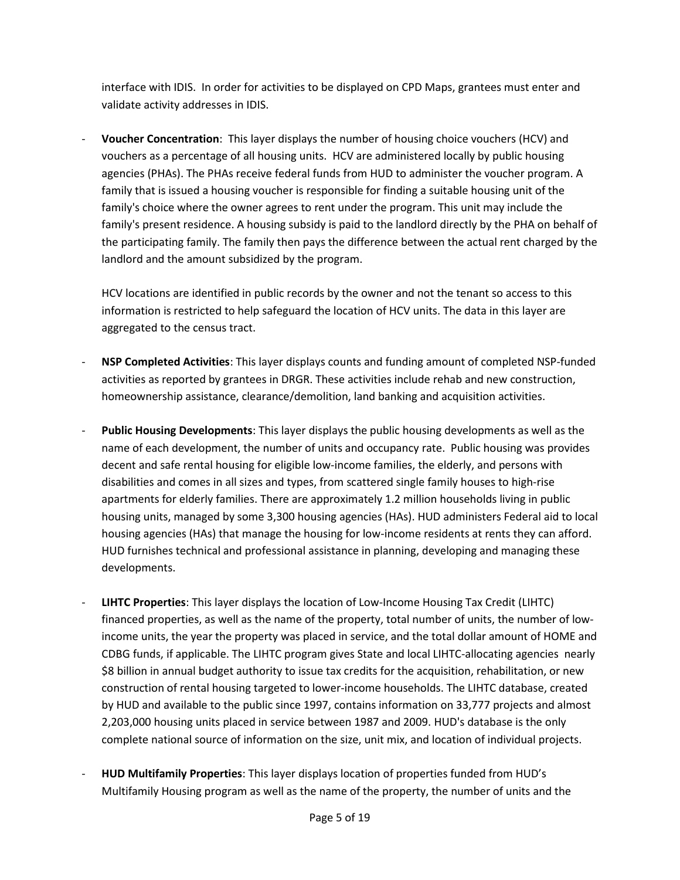interface with IDIS. In order for activities to be displayed on CPD Maps, grantees must enter and validate activity addresses in IDIS.

- **Voucher Concentration**: This layer displays the number of housing choice vouchers (HCV) and vouchers as a percentage of all housing units. HCV are administered locally by public housing agencies (PHAs). The PHAs receive federal funds from HUD to administer the voucher program. A family that is issued a housing voucher is responsible for finding a suitable housing unit of the family's choice where the owner agrees to rent under the program. This unit may include the family's present residence. A housing subsidy is paid to the landlord directly by the PHA on behalf of the participating family. The family then pays the difference between the actual rent charged by the landlord and the amount subsidized by the program.

  HCV locations are identified in public records by the owner and not the tenant so access to this information is restricted to help safeguard the location of HCV units. The data in this layer are aggregated to the census tract.

- **NSP Completed Activities**: This layer displays counts and funding amount of completed NSP-funded activities as reported by grantees in DRGR. These activities include rehab and new construction, homeownership assistance, clearance/demolition, land banking and acquisition activities.

- **Public Housing Developments**: This layer displays the public housing developments as well as the name of each development, the number of units and occupancy rate. Public housing was provides decent and safe rental housing for eligible low-income families, the elderly, and persons with disabilities and comes in all sizes and types, from scattered single family houses to high-rise apartments for elderly families. There are approximately 1.2 million households living in public housing units, managed by some 3,300 housing agencies (HAs). HUD administers Federal aid to local housing agencies (HAs) that manage the housing for low-income residents at rents they can afford. HUD furnishes technical and professional assistance in planning, developing and managing these developments.

- **LIHTC Properties**: This layer displays the location of Low-Income Housing Tax Credit (LIHTC) financed properties, as well as the name of the property, total number of units, the number of low-income units, the year the property was placed in service, and the total dollar amount of HOME and CDBG funds, if applicable. The LIHTC program gives State and local LIHTC-allocating agencies nearly $8 billion in annual budget authority to issue tax credits for the acquisition, rehabilitation, or new construction of rental housing targeted to lower-income households. The LIHTC database, created by HUD and available to the public since 1997, contains information on 33,777 projects and almost 2,203,000 housing units placed in service between 1987 and 2009. HUD's database is the only complete national source of information on the size, unit mix, and location of individual projects.

- **HUD Multifamily Properties**: This layer displays location of properties funded from HUD's Multifamily Housing program as well as the name of the property, the number of units and the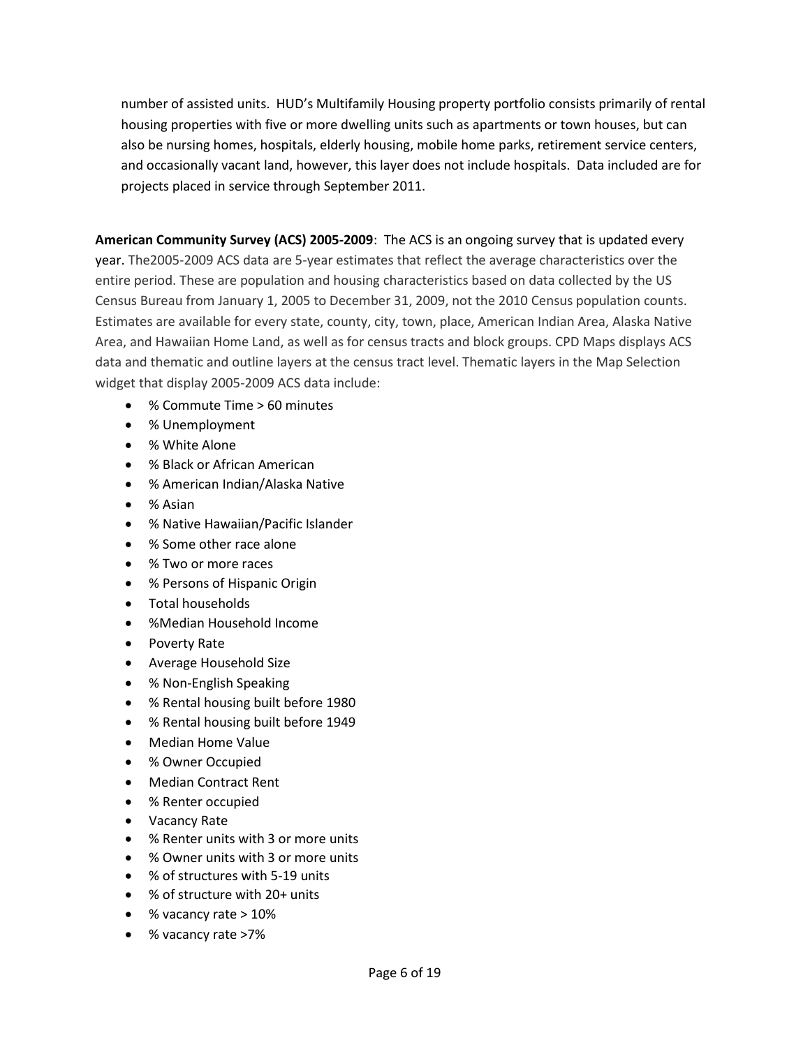number of assisted units. HUD's Multifamily Housing property portfolio consists primarily of rental housing properties with five or more dwelling units such as apartments or town houses, but can also be nursing homes, hospitals, elderly housing, mobile home parks, retirement service centers, and occasionally vacant land, however, this layer does not include hospitals. Data included are for projects placed in service through September 2011.

**American Community Survey (ACS) 2005-2009**: The ACS is an ongoing survey that is updated every year. The2005-2009 ACS data are 5-year estimates that reflect the average characteristics over the entire period. These are population and housing characteristics based on data collected by the US Census Bureau from January 1, 2005 to December 31, 2009, not the 2010 Census population counts. Estimates are available for every state, county, city, town, place, American Indian Area, Alaska Native Area, and Hawaiian Home Land, as well as for census tracts and block groups. CPD Maps displays ACS data and thematic and outline layers at the census tract level. Thematic layers in the Map Selection widget that display 2005-2009 ACS data include:

- % Commute Time > 60 minutes
- % Unemployment
- % White Alone
- % Black or African American
- % American Indian/Alaska Native
- % Asian
- % Native Hawaiian/Pacific Islander
- % Some other race alone
- % Two or more races
- % Persons of Hispanic Origin
- Total households
- %Median Household Income
- Poverty Rate
- Average Household Size
- % Non-English Speaking
- % Rental housing built before 1980
- % Rental housing built before 1949
- Median Home Value
- % Owner Occupied
- Median Contract Rent
- % Renter occupied
- Vacancy Rate
- % Renter units with 3 or more units
- % Owner units with 3 or more units
- % of structures with 5-19 units
- % of structure with 20+ units
- % vacancy rate > 10%
- % vacancy rate >7%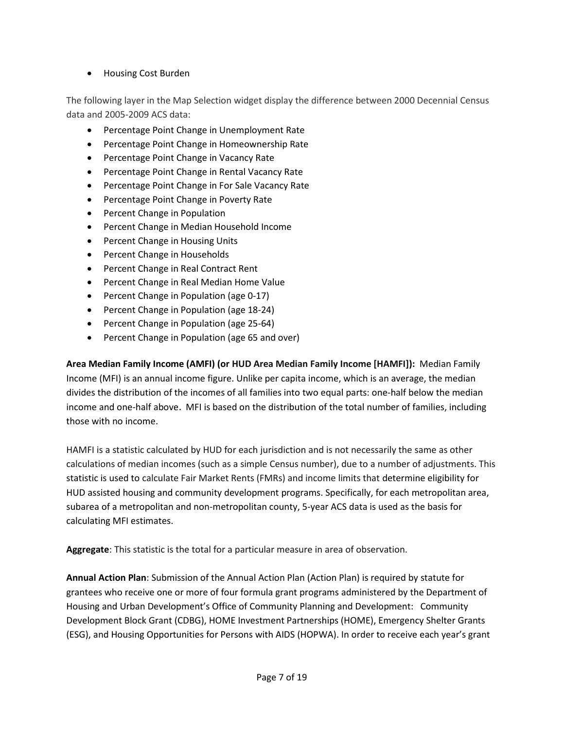- Housing Cost Burden

The following layer in the Map Selection widget display the difference between 2000 Decennial Census data and 2005-2009 ACS data:

- Percentage Point Change in Unemployment Rate
- Percentage Point Change in Homeownership Rate
- Percentage Point Change in Vacancy Rate
- Percentage Point Change in Rental Vacancy Rate
- Percentage Point Change in For Sale Vacancy Rate
- Percentage Point Change in Poverty Rate
- Percent Change in Population
- Percent Change in Median Household Income
- Percent Change in Housing Units
- Percent Change in Households
- Percent Change in Real Contract Rent
- Percent Change in Real Median Home Value
- Percent Change in Population (age 0-17)
- Percent Change in Population (age 18-24)
- Percent Change in Population (age 25-64)
- Percent Change in Population (age 65 and over)

**Area Median Family Income (AMFI) (or HUD Area Median Family Income [HAMFI]):** Median Family Income (MFI) is an annual income figure. Unlike per capita income, which is an average, the median divides the distribution of the incomes of all families into two equal parts: one-half below the median income and one-half above. MFI is based on the distribution of the total number of families, including those with no income.

HAMFI is a statistic calculated by HUD for each jurisdiction and is not necessarily the same as other calculations of median incomes (such as a simple Census number), due to a number of adjustments. This statistic is used to calculate Fair Market Rents (FMRs) and income limits that determine eligibility for HUD assisted housing and community development programs. Specifically, for each metropolitan area, subarea of a metropolitan and non-metropolitan county, 5-year ACS data is used as the basis for calculating MFI estimates.

**Aggregate**: This statistic is the total for a particular measure in area of observation.

**Annual Action Plan**: Submission of the Annual Action Plan (Action Plan) is required by statute for grantees who receive one or more of four formula grant programs administered by the Department of Housing and Urban Development's Office of Community Planning and Development: Community Development Block Grant (CDBG), HOME Investment Partnerships (HOME), Emergency Shelter Grants (ESG), and Housing Opportunities for Persons with AIDS (HOPWA). In order to receive each year's grant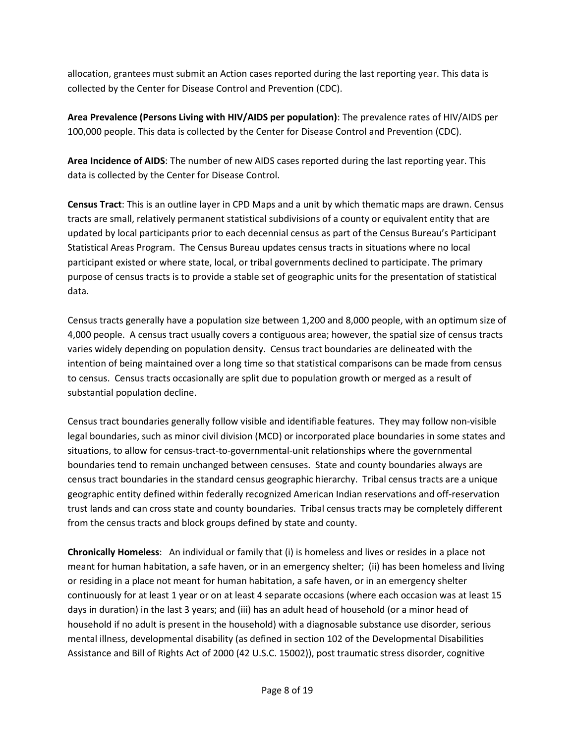allocation, grantees must submit an Action cases reported during the last reporting year. This data is collected by the Center for Disease Control and Prevention (CDC).

**Area Prevalence (Persons Living with HIV/AIDS per population)**: The prevalence rates of HIV/AIDS per 100,000 people. This data is collected by the Center for Disease Control and Prevention (CDC).

**Area Incidence of AIDS**: The number of new AIDS cases reported during the last reporting year. This data is collected by the Center for Disease Control.

**Census Tract**: This is an outline layer in CPD Maps and a unit by which thematic maps are drawn. Census tracts are small, relatively permanent statistical subdivisions of a county or equivalent entity that are updated by local participants prior to each decennial census as part of the Census Bureau's Participant Statistical Areas Program. The Census Bureau updates census tracts in situations where no local participant existed or where state, local, or tribal governments declined to participate. The primary purpose of census tracts is to provide a stable set of geographic units for the presentation of statistical data.

Census tracts generally have a population size between 1,200 and 8,000 people, with an optimum size of 4,000 people. A census tract usually covers a contiguous area; however, the spatial size of census tracts varies widely depending on population density. Census tract boundaries are delineated with the intention of being maintained over a long time so that statistical comparisons can be made from census to census. Census tracts occasionally are split due to population growth or merged as a result of substantial population decline.

Census tract boundaries generally follow visible and identifiable features. They may follow non-visible legal boundaries, such as minor civil division (MCD) or incorporated place boundaries in some states and situations, to allow for census-tract-to-governmental-unit relationships where the governmental boundaries tend to remain unchanged between censuses. State and county boundaries always are census tract boundaries in the standard census geographic hierarchy. Tribal census tracts are a unique geographic entity defined within federally recognized American Indian reservations and off-reservation trust lands and can cross state and county boundaries. Tribal census tracts may be completely different from the census tracts and block groups defined by state and county.

**Chronically Homeless**: An individual or family that (i) is homeless and lives or resides in a place not meant for human habitation, a safe haven, or in an emergency shelter; (ii) has been homeless and living or residing in a place not meant for human habitation, a safe haven, or in an emergency shelter continuously for at least 1 year or on at least 4 separate occasions (where each occasion was at least 15 days in duration) in the last 3 years; and (iii) has an adult head of household (or a minor head of household if no adult is present in the household) with a diagnosable substance use disorder, serious mental illness, developmental disability (as defined in section 102 of the Developmental Disabilities Assistance and Bill of Rights Act of 2000 (42 U.S.C. 15002)), post traumatic stress disorder, cognitive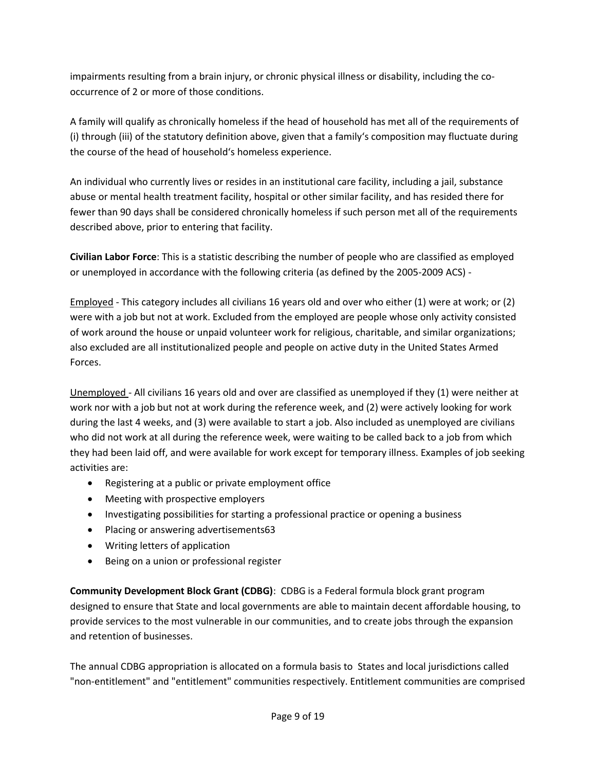impairments resulting from a brain injury, or chronic physical illness or disability, including the co-occurrence of 2 or more of those conditions.

A family will qualify as chronically homeless if the head of household has met all of the requirements of (i) through (iii) of the statutory definition above, given that a family's composition may fluctuate during the course of the head of household's homeless experience.

An individual who currently lives or resides in an institutional care facility, including a jail, substance abuse or mental health treatment facility, hospital or other similar facility, and has resided there for fewer than 90 days shall be considered chronically homeless if such person met all of the requirements described above, prior to entering that facility.

**Civilian Labor Force**: This is a statistic describing the number of people who are classified as employed or unemployed in accordance with the following criteria (as defined by the 2005-2009 ACS) -

Employed - This category includes all civilians 16 years old and over who either (1) were at work; or (2) were with a job but not at work. Excluded from the employed are people whose only activity consisted of work around the house or unpaid volunteer work for religious, charitable, and similar organizations; also excluded are all institutionalized people and people on active duty in the United States Armed Forces.

Unemployed - All civilians 16 years old and over are classified as unemployed if they (1) were neither at work nor with a job but not at work during the reference week, and (2) were actively looking for work during the last 4 weeks, and (3) were available to start a job. Also included as unemployed are civilians who did not work at all during the reference week, were waiting to be called back to a job from which they had been laid off, and were available for work except for temporary illness. Examples of job seeking activities are:

- Registering at a public or private employment office
- Meeting with prospective employers
- Investigating possibilities for starting a professional practice or opening a business
- Placing or answering advertisements63
- Writing letters of application
- Being on a union or professional register

**Community Development Block Grant (CDBG)**: CDBG is a Federal formula block grant program designed to ensure that State and local governments are able to maintain decent affordable housing, to provide services to the most vulnerable in our communities, and to create jobs through the expansion and retention of businesses.

The annual CDBG appropriation is allocated on a formula basis to States and local jurisdictions called "non-entitlement" and "entitlement" communities respectively. Entitlement communities are comprised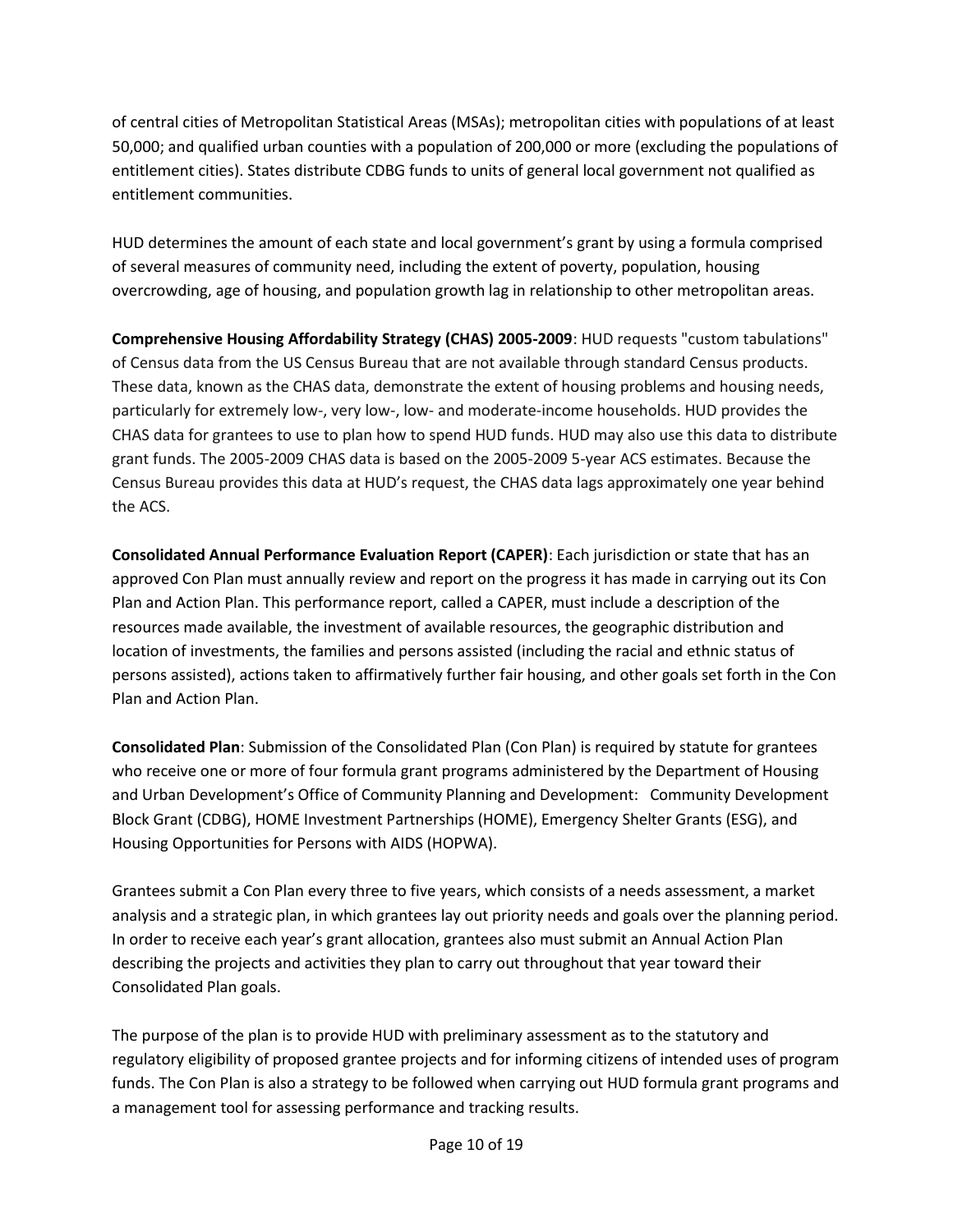of central cities of Metropolitan Statistical Areas (MSAs); metropolitan cities with populations of at least 50,000; and qualified urban counties with a population of 200,000 or more (excluding the populations of entitlement cities). States distribute CDBG funds to units of general local government not qualified as entitlement communities.

HUD determines the amount of each state and local government's grant by using a formula comprised of several measures of community need, including the extent of poverty, population, housing overcrowding, age of housing, and population growth lag in relationship to other metropolitan areas.

**Comprehensive Housing Affordability Strategy (CHAS) 2005-2009**: HUD requests "custom tabulations" of Census data from the US Census Bureau that are not available through standard Census products. These data, known as the CHAS data, demonstrate the extent of housing problems and housing needs, particularly for extremely low-, very low-, low- and moderate-income households. HUD provides the CHAS data for grantees to use to plan how to spend HUD funds. HUD may also use this data to distribute grant funds. The 2005-2009 CHAS data is based on the 2005-2009 5-year ACS estimates. Because the Census Bureau provides this data at HUD's request, the CHAS data lags approximately one year behind the ACS.

**Consolidated Annual Performance Evaluation Report (CAPER)**: Each jurisdiction or state that has an approved Con Plan must annually review and report on the progress it has made in carrying out its Con Plan and Action Plan. This performance report, called a CAPER, must include a description of the resources made available, the investment of available resources, the geographic distribution and location of investments, the families and persons assisted (including the racial and ethnic status of persons assisted), actions taken to affirmatively further fair housing, and other goals set forth in the Con Plan and Action Plan.

**Consolidated Plan**: Submission of the Consolidated Plan (Con Plan) is required by statute for grantees who receive one or more of four formula grant programs administered by the Department of Housing and Urban Development's Office of Community Planning and Development: Community Development Block Grant (CDBG), HOME Investment Partnerships (HOME), Emergency Shelter Grants (ESG), and Housing Opportunities for Persons with AIDS (HOPWA).

Grantees submit a Con Plan every three to five years, which consists of a needs assessment, a market analysis and a strategic plan, in which grantees lay out priority needs and goals over the planning period. In order to receive each year's grant allocation, grantees also must submit an Annual Action Plan describing the projects and activities they plan to carry out throughout that year toward their Consolidated Plan goals.

The purpose of the plan is to provide HUD with preliminary assessment as to the statutory and regulatory eligibility of proposed grantee projects and for informing citizens of intended uses of program funds. The Con Plan is also a strategy to be followed when carrying out HUD formula grant programs and a management tool for assessing performance and tracking results.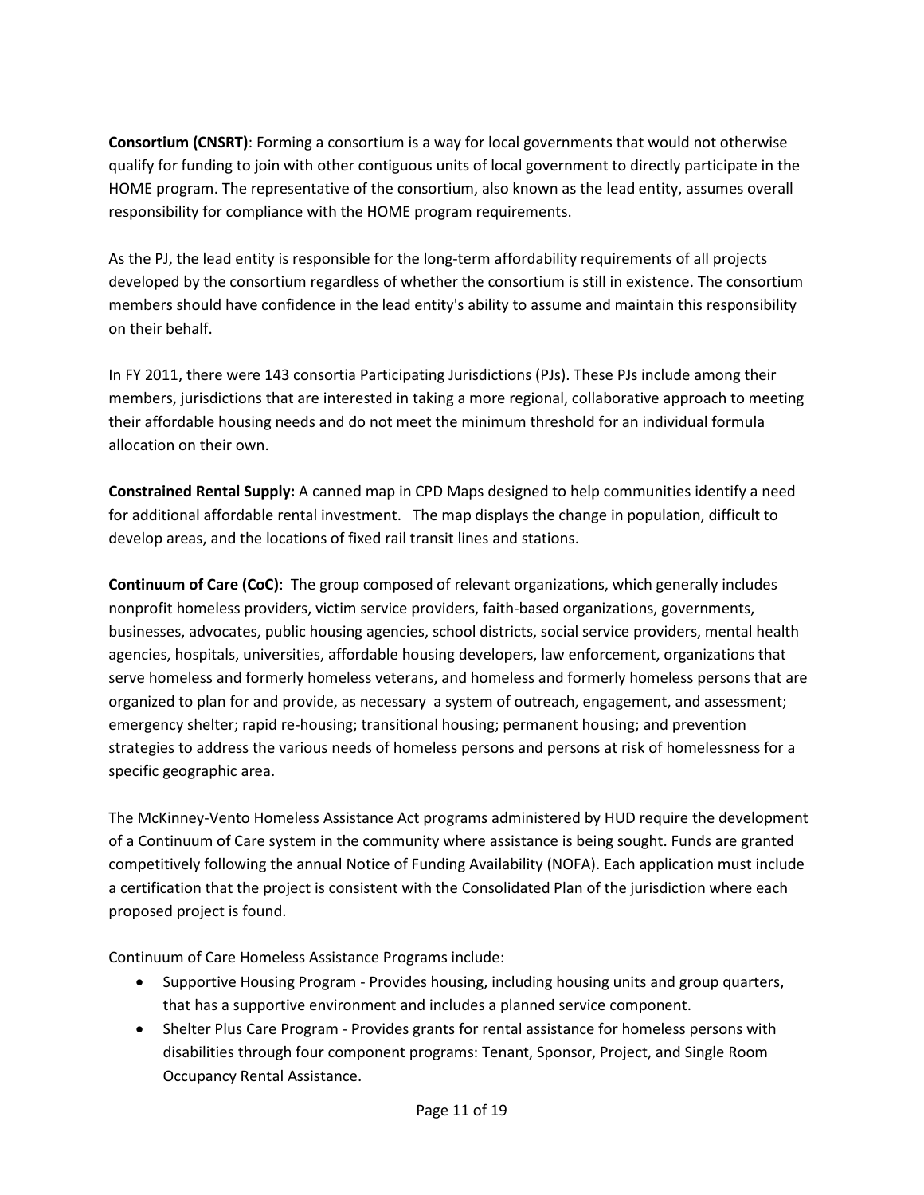**Consortium (CNSRT)**: Forming a consortium is a way for local governments that would not otherwise qualify for funding to join with other contiguous units of local government to directly participate in the HOME program. The representative of the consortium, also known as the lead entity, assumes overall responsibility for compliance with the HOME program requirements.

As the PJ, the lead entity is responsible for the long-term affordability requirements of all projects developed by the consortium regardless of whether the consortium is still in existence. The consortium members should have confidence in the lead entity's ability to assume and maintain this responsibility on their behalf.

In FY 2011, there were 143 consortia Participating Jurisdictions (PJs). These PJs include among their members, jurisdictions that are interested in taking a more regional, collaborative approach to meeting their affordable housing needs and do not meet the minimum threshold for an individual formula allocation on their own.

**Constrained Rental Supply:** A canned map in CPD Maps designed to help communities identify a need for additional affordable rental investment. The map displays the change in population, difficult to develop areas, and the locations of fixed rail transit lines and stations.

**Continuum of Care (CoC)**: The group composed of relevant organizations, which generally includes nonprofit homeless providers, victim service providers, faith-based organizations, governments, businesses, advocates, public housing agencies, school districts, social service providers, mental health agencies, hospitals, universities, affordable housing developers, law enforcement, organizations that serve homeless and formerly homeless veterans, and homeless and formerly homeless persons that are organized to plan for and provide, as necessary a system of outreach, engagement, and assessment; emergency shelter; rapid re-housing; transitional housing; permanent housing; and prevention strategies to address the various needs of homeless persons and persons at risk of homelessness for a specific geographic area.

The McKinney-Vento Homeless Assistance Act programs administered by HUD require the development of a Continuum of Care system in the community where assistance is being sought. Funds are granted competitively following the annual Notice of Funding Availability (NOFA). Each application must include a certification that the project is consistent with the Consolidated Plan of the jurisdiction where each proposed project is found.

Continuum of Care Homeless Assistance Programs include:

- Supportive Housing Program - Provides housing, including housing units and group quarters, that has a supportive environment and includes a planned service component.
- Shelter Plus Care Program - Provides grants for rental assistance for homeless persons with disabilities through four component programs: Tenant, Sponsor, Project, and Single Room Occupancy Rental Assistance.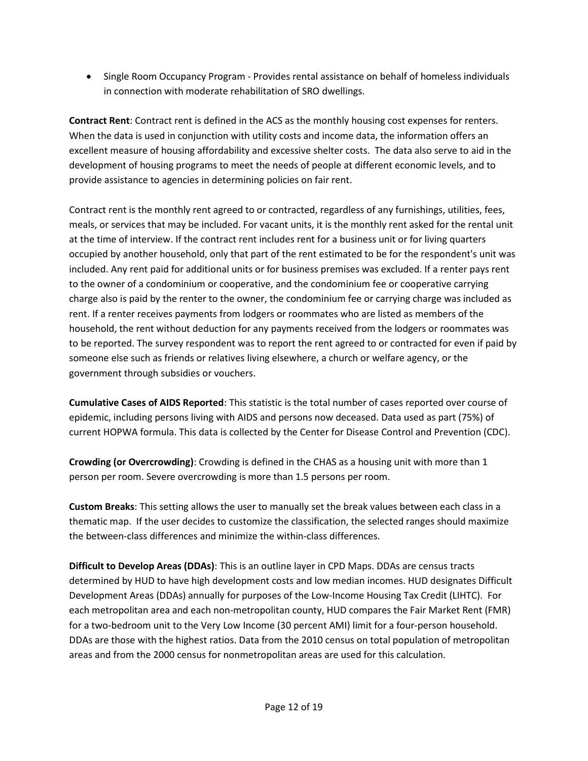- Single Room Occupancy Program - Provides rental assistance on behalf of homeless individuals in connection with moderate rehabilitation of SRO dwellings.

**Contract Rent**: Contract rent is defined in the ACS as the monthly housing cost expenses for renters. When the data is used in conjunction with utility costs and income data, the information offers an excellent measure of housing affordability and excessive shelter costs. The data also serve to aid in the development of housing programs to meet the needs of people at different economic levels, and to provide assistance to agencies in determining policies on fair rent.

Contract rent is the monthly rent agreed to or contracted, regardless of any furnishings, utilities, fees, meals, or services that may be included. For vacant units, it is the monthly rent asked for the rental unit at the time of interview. If the contract rent includes rent for a business unit or for living quarters occupied by another household, only that part of the rent estimated to be for the respondent's unit was included. Any rent paid for additional units or for business premises was excluded. If a renter pays rent to the owner of a condominium or cooperative, and the condominium fee or cooperative carrying charge also is paid by the renter to the owner, the condominium fee or carrying charge was included as rent. If a renter receives payments from lodgers or roommates who are listed as members of the household, the rent without deduction for any payments received from the lodgers or roommates was to be reported. The survey respondent was to report the rent agreed to or contracted for even if paid by someone else such as friends or relatives living elsewhere, a church or welfare agency, or the government through subsidies or vouchers.

**Cumulative Cases of AIDS Reported**: This statistic is the total number of cases reported over course of epidemic, including persons living with AIDS and persons now deceased. Data used as part (75%) of current HOPWA formula. This data is collected by the Center for Disease Control and Prevention (CDC).

**Crowding (or Overcrowding)**: Crowding is defined in the CHAS as a housing unit with more than 1 person per room. Severe overcrowding is more than 1.5 persons per room.

**Custom Breaks**: This setting allows the user to manually set the break values between each class in a thematic map. If the user decides to customize the classification, the selected ranges should maximize the between-class differences and minimize the within-class differences.

**Difficult to Develop Areas (DDAs)**: This is an outline layer in CPD Maps. DDAs are census tracts determined by HUD to have high development costs and low median incomes. HUD designates Difficult Development Areas (DDAs) annually for purposes of the Low-Income Housing Tax Credit (LIHTC). For each metropolitan area and each non-metropolitan county, HUD compares the Fair Market Rent (FMR) for a two-bedroom unit to the Very Low Income (30 percent AMI) limit for a four-person household. DDAs are those with the highest ratios. Data from the 2010 census on total population of metropolitan areas and from the 2000 census for nonmetropolitan areas are used for this calculation.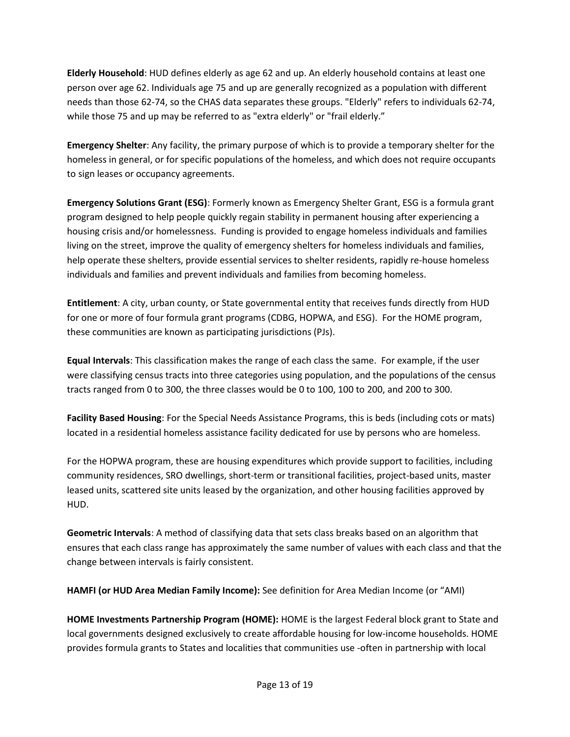**Elderly Household**: HUD defines elderly as age 62 and up. An elderly household contains at least one person over age 62. Individuals age 75 and up are generally recognized as a population with different needs than those 62-74, so the CHAS data separates these groups. "Elderly" refers to individuals 62-74, while those 75 and up may be referred to as "extra elderly" or "frail elderly."

**Emergency Shelter**: Any facility, the primary purpose of which is to provide a temporary shelter for the homeless in general, or for specific populations of the homeless, and which does not require occupants to sign leases or occupancy agreements.

**Emergency Solutions Grant (ESG)**: Formerly known as Emergency Shelter Grant, ESG is a formula grant program designed to help people quickly regain stability in permanent housing after experiencing a housing crisis and/or homelessness. Funding is provided to engage homeless individuals and families living on the street, improve the quality of emergency shelters for homeless individuals and families, help operate these shelters, provide essential services to shelter residents, rapidly re-house homeless individuals and families and prevent individuals and families from becoming homeless.

**Entitlement**: A city, urban county, or State governmental entity that receives funds directly from HUD for one or more of four formula grant programs (CDBG, HOPWA, and ESG). For the HOME program, these communities are known as participating jurisdictions (PJs).

**Equal Intervals**: This classification makes the range of each class the same. For example, if the user were classifying census tracts into three categories using population, and the populations of the census tracts ranged from 0 to 300, the three classes would be 0 to 100, 100 to 200, and 200 to 300.

**Facility Based Housing**: For the Special Needs Assistance Programs, this is beds (including cots or mats) located in a residential homeless assistance facility dedicated for use by persons who are homeless.

For the HOPWA program, these are housing expenditures which provide support to facilities, including community residences, SRO dwellings, short-term or transitional facilities, project-based units, master leased units, scattered site units leased by the organization, and other housing facilities approved by HUD.

**Geometric Intervals**: A method of classifying data that sets class breaks based on an algorithm that ensures that each class range has approximately the same number of values with each class and that the change between intervals is fairly consistent.

**HAMFI (or HUD Area Median Family Income):** See definition for Area Median Income (or "AMI)

**HOME Investments Partnership Program (HOME):** HOME is the largest Federal block grant to State and local governments designed exclusively to create affordable housing for low-income households. HOME provides formula grants to States and localities that communities use -often in partnership with local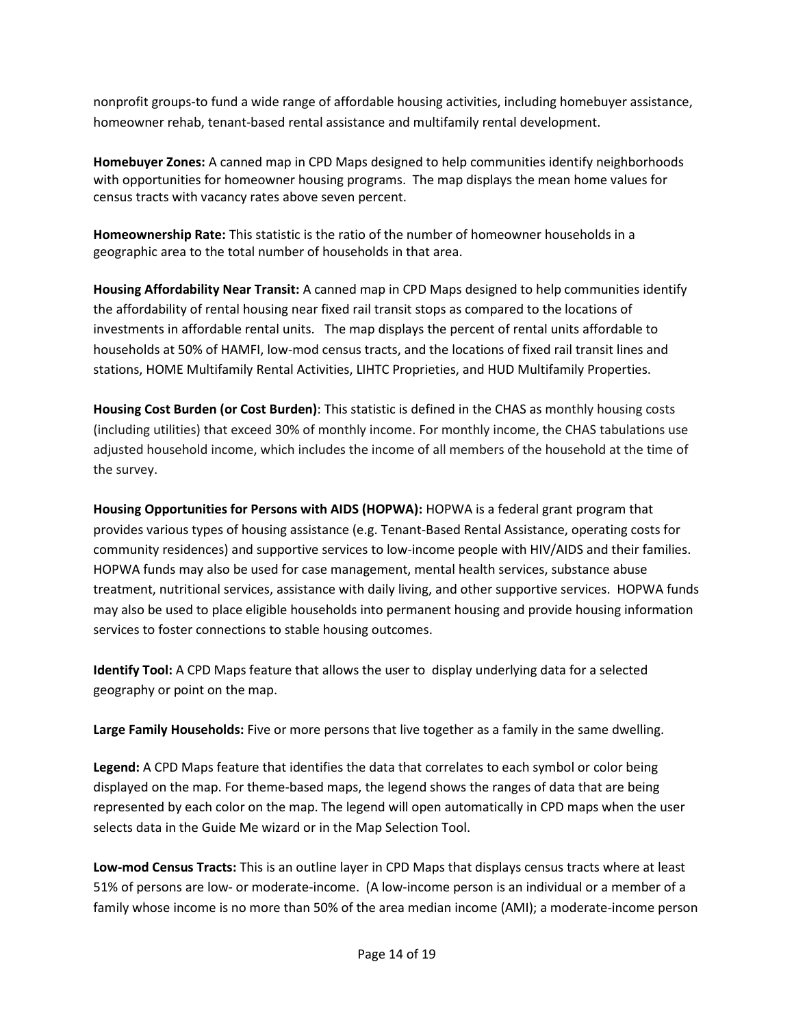nonprofit groups-to fund a wide range of affordable housing activities, including homebuyer assistance, homeowner rehab, tenant-based rental assistance and multifamily rental development.

**Homebuyer Zones:** A canned map in CPD Maps designed to help communities identify neighborhoods with opportunities for homeowner housing programs. The map displays the mean home values for census tracts with vacancy rates above seven percent.

**Homeownership Rate:** This statistic is the ratio of the number of homeowner households in a geographic area to the total number of households in that area.

**Housing Affordability Near Transit:** A canned map in CPD Maps designed to help communities identify the affordability of rental housing near fixed rail transit stops as compared to the locations of investments in affordable rental units. The map displays the percent of rental units affordable to households at 50% of HAMFI, low-mod census tracts, and the locations of fixed rail transit lines and stations, HOME Multifamily Rental Activities, LIHTC Proprieties, and HUD Multifamily Properties.

**Housing Cost Burden (or Cost Burden)**: This statistic is defined in the CHAS as monthly housing costs (including utilities) that exceed 30% of monthly income. For monthly income, the CHAS tabulations use adjusted household income, which includes the income of all members of the household at the time of the survey.

**Housing Opportunities for Persons with AIDS (HOPWA):** HOPWA is a federal grant program that provides various types of housing assistance (e.g. Tenant-Based Rental Assistance, operating costs for community residences) and supportive services to low-income people with HIV/AIDS and their families. HOPWA funds may also be used for case management, mental health services, substance abuse treatment, nutritional services, assistance with daily living, and other supportive services. HOPWA funds may also be used to place eligible households into permanent housing and provide housing information services to foster connections to stable housing outcomes.

**Identify Tool:** A CPD Maps feature that allows the user to display underlying data for a selected geography or point on the map.

**Large Family Households:** Five or more persons that live together as a family in the same dwelling.

**Legend:** A CPD Maps feature that identifies the data that correlates to each symbol or color being displayed on the map. For theme-based maps, the legend shows the ranges of data that are being represented by each color on the map. The legend will open automatically in CPD maps when the user selects data in the Guide Me wizard or in the Map Selection Tool.

**Low-mod Census Tracts:** This is an outline layer in CPD Maps that displays census tracts where at least 51% of persons are low- or moderate-income. (A low-income person is an individual or a member of a family whose income is no more than 50% of the area median income (AMI); a moderate-income person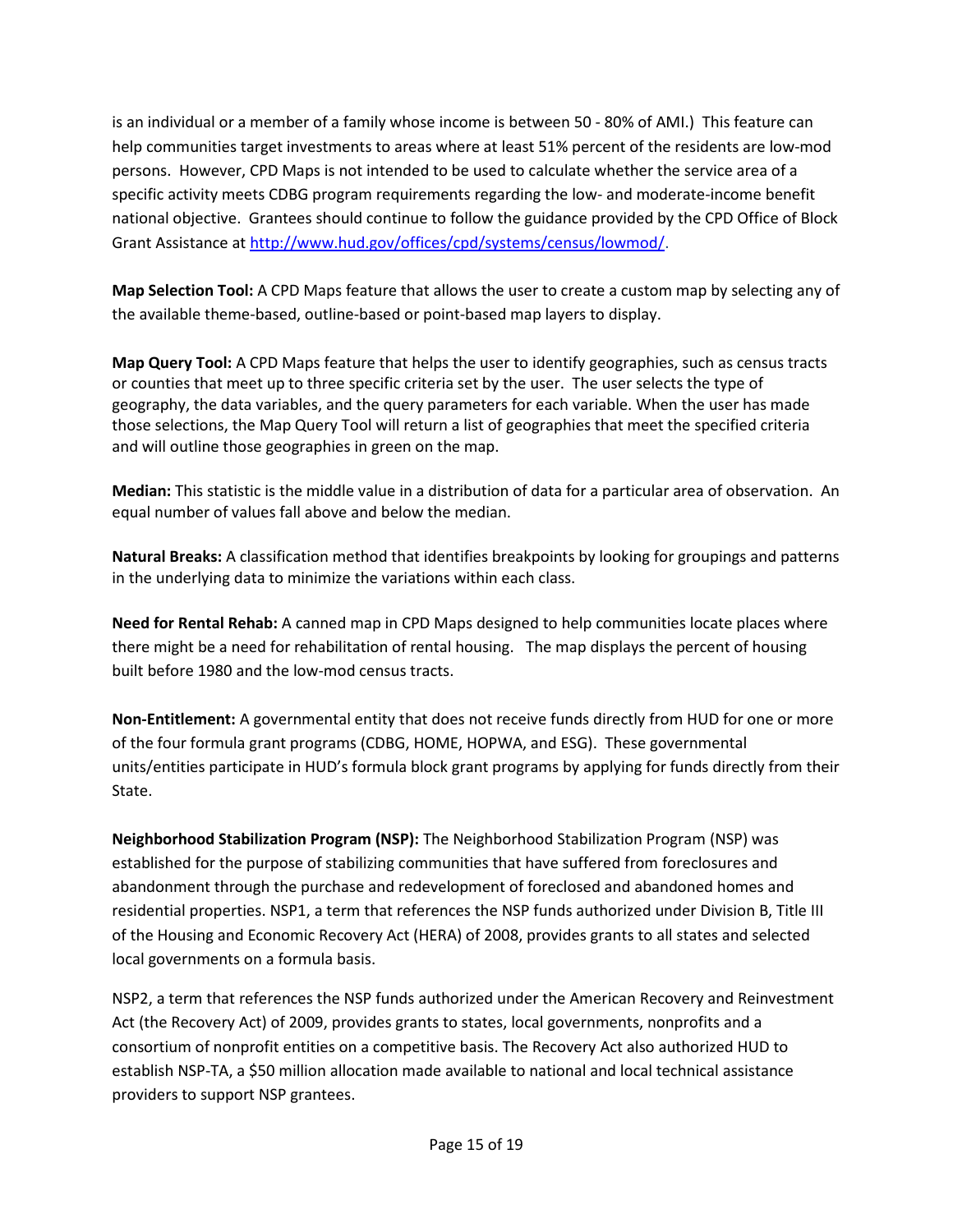is an individual or a member of a family whose income is between 50 - 80% of AMI.) This feature can help communities target investments to areas where at least 51% percent of the residents are low-mod persons. However, CPD Maps is not intended to be used to calculate whether the service area of a specific activity meets CDBG program requirements regarding the low- and moderate-income benefit national objective. Grantees should continue to follow the guidance provided by the CPD Office of Block Grant Assistance at http://www.hud.gov/offices/cpd/systems/census/lowmod/.

**Map Selection Tool:** A CPD Maps feature that allows the user to create a custom map by selecting any of the available theme-based, outline-based or point-based map layers to display.

**Map Query Tool:** A CPD Maps feature that helps the user to identify geographies, such as census tracts or counties that meet up to three specific criteria set by the user. The user selects the type of geography, the data variables, and the query parameters for each variable. When the user has made those selections, the Map Query Tool will return a list of geographies that meet the specified criteria and will outline those geographies in green on the map.

**Median:** This statistic is the middle value in a distribution of data for a particular area of observation. An equal number of values fall above and below the median.

**Natural Breaks:** A classification method that identifies breakpoints by looking for groupings and patterns in the underlying data to minimize the variations within each class.

**Need for Rental Rehab:** A canned map in CPD Maps designed to help communities locate places where there might be a need for rehabilitation of rental housing. The map displays the percent of housing built before 1980 and the low-mod census tracts.

**Non-Entitlement:** A governmental entity that does not receive funds directly from HUD for one or more of the four formula grant programs (CDBG, HOME, HOPWA, and ESG). These governmental units/entities participate in HUD's formula block grant programs by applying for funds directly from their State.

**Neighborhood Stabilization Program (NSP):** The Neighborhood Stabilization Program (NSP) was established for the purpose of stabilizing communities that have suffered from foreclosures and abandonment through the purchase and redevelopment of foreclosed and abandoned homes and residential properties. NSP1, a term that references the NSP funds authorized under Division B, Title III of the Housing and Economic Recovery Act (HERA) of 2008, provides grants to all states and selected local governments on a formula basis.

NSP2, a term that references the NSP funds authorized under the American Recovery and Reinvestment Act (the Recovery Act) of 2009, provides grants to states, local governments, nonprofits and a consortium of nonprofit entities on a competitive basis. The Recovery Act also authorized HUD to establish NSP-TA, a $50 million allocation made available to national and local technical assistance providers to support NSP grantees.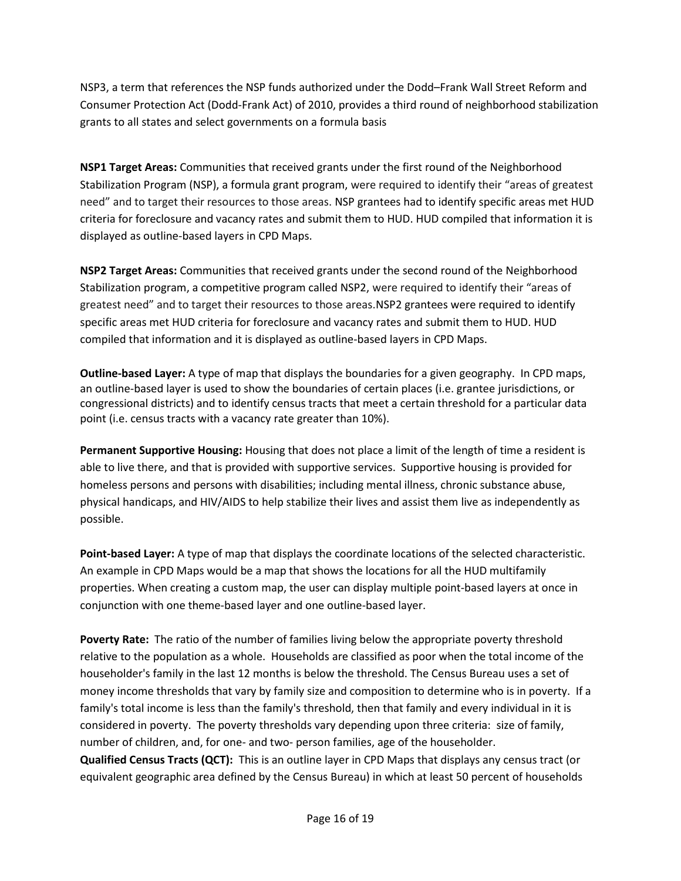NSP3, a term that references the NSP funds authorized under the Dodd–Frank Wall Street Reform and Consumer Protection Act (Dodd-Frank Act) of 2010, provides a third round of neighborhood stabilization grants to all states and select governments on a formula basis

**NSP1 Target Areas:** Communities that received grants under the first round of the Neighborhood Stabilization Program (NSP), a formula grant program, were required to identify their "areas of greatest need" and to target their resources to those areas. NSP grantees had to identify specific areas met HUD criteria for foreclosure and vacancy rates and submit them to HUD. HUD compiled that information it is displayed as outline-based layers in CPD Maps.

**NSP2 Target Areas:** Communities that received grants under the second round of the Neighborhood Stabilization program, a competitive program called NSP2, were required to identify their "areas of greatest need" and to target their resources to those areas.NSP2 grantees were required to identify specific areas met HUD criteria for foreclosure and vacancy rates and submit them to HUD. HUD compiled that information and it is displayed as outline-based layers in CPD Maps.

**Outline-based Layer:** A type of map that displays the boundaries for a given geography. In CPD maps, an outline-based layer is used to show the boundaries of certain places (i.e. grantee jurisdictions, or congressional districts) and to identify census tracts that meet a certain threshold for a particular data point (i.e. census tracts with a vacancy rate greater than 10%).

**Permanent Supportive Housing:** Housing that does not place a limit of the length of time a resident is able to live there, and that is provided with supportive services. Supportive housing is provided for homeless persons and persons with disabilities; including mental illness, chronic substance abuse, physical handicaps, and HIV/AIDS to help stabilize their lives and assist them live as independently as possible.

**Point-based Layer:** A type of map that displays the coordinate locations of the selected characteristic. An example in CPD Maps would be a map that shows the locations for all the HUD multifamily properties. When creating a custom map, the user can display multiple point-based layers at once in conjunction with one theme-based layer and one outline-based layer.

**Poverty Rate:** The ratio of the number of families living below the appropriate poverty threshold relative to the population as a whole. Households are classified as poor when the total income of the householder's family in the last 12 months is below the threshold. The Census Bureau uses a set of money income thresholds that vary by family size and composition to determine who is in poverty. If a family's total income is less than the family's threshold, then that family and every individual in it is considered in poverty. The poverty thresholds vary depending upon three criteria: size of family, number of children, and, for one- and two- person families, age of the householder.

**Qualified Census Tracts (QCT):** This is an outline layer in CPD Maps that displays any census tract (or equivalent geographic area defined by the Census Bureau) in which at least 50 percent of households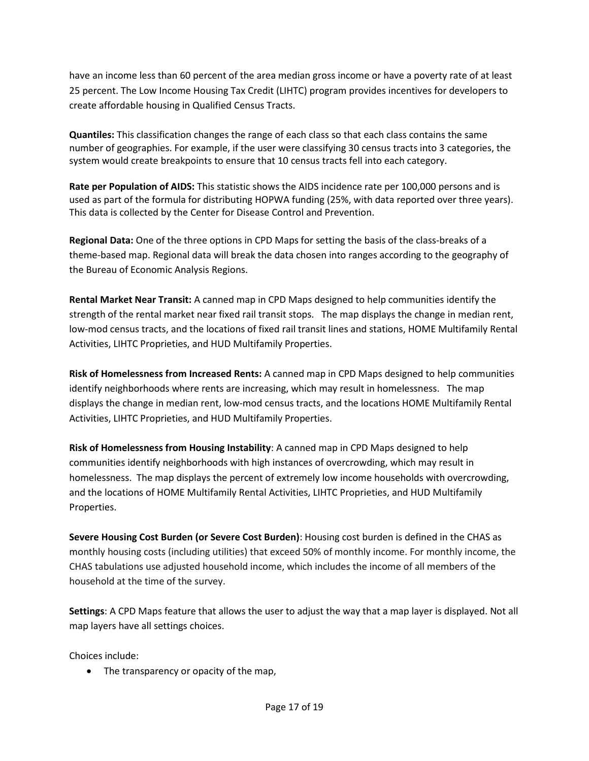have an income less than 60 percent of the area median gross income or have a poverty rate of at least 25 percent. The Low Income Housing Tax Credit (LIHTC) program provides incentives for developers to create affordable housing in Qualified Census Tracts.

**Quantiles:** This classification changes the range of each class so that each class contains the same number of geographies. For example, if the user were classifying 30 census tracts into 3 categories, the system would create breakpoints to ensure that 10 census tracts fell into each category.

**Rate per Population of AIDS:** This statistic shows the AIDS incidence rate per 100,000 persons and is used as part of the formula for distributing HOPWA funding (25%, with data reported over three years). This data is collected by the Center for Disease Control and Prevention.

**Regional Data:** One of the three options in CPD Maps for setting the basis of the class-breaks of a theme-based map. Regional data will break the data chosen into ranges according to the geography of the Bureau of Economic Analysis Regions.

**Rental Market Near Transit:** A canned map in CPD Maps designed to help communities identify the strength of the rental market near fixed rail transit stops. The map displays the change in median rent, low-mod census tracts, and the locations of fixed rail transit lines and stations, HOME Multifamily Rental Activities, LIHTC Proprieties, and HUD Multifamily Properties.

**Risk of Homelessness from Increased Rents:** A canned map in CPD Maps designed to help communities identify neighborhoods where rents are increasing, which may result in homelessness. The map displays the change in median rent, low-mod census tracts, and the locations HOME Multifamily Rental Activities, LIHTC Proprieties, and HUD Multifamily Properties.

**Risk of Homelessness from Housing Instability**: A canned map in CPD Maps designed to help communities identify neighborhoods with high instances of overcrowding, which may result in homelessness. The map displays the percent of extremely low income households with overcrowding, and the locations of HOME Multifamily Rental Activities, LIHTC Proprieties, and HUD Multifamily Properties.

**Severe Housing Cost Burden (or Severe Cost Burden)**: Housing cost burden is defined in the CHAS as monthly housing costs (including utilities) that exceed 50% of monthly income. For monthly income, the CHAS tabulations use adjusted household income, which includes the income of all members of the household at the time of the survey.

**Settings**: A CPD Maps feature that allows the user to adjust the way that a map layer is displayed. Not all map layers have all settings choices.

Choices include:

- The transparency or opacity of the map,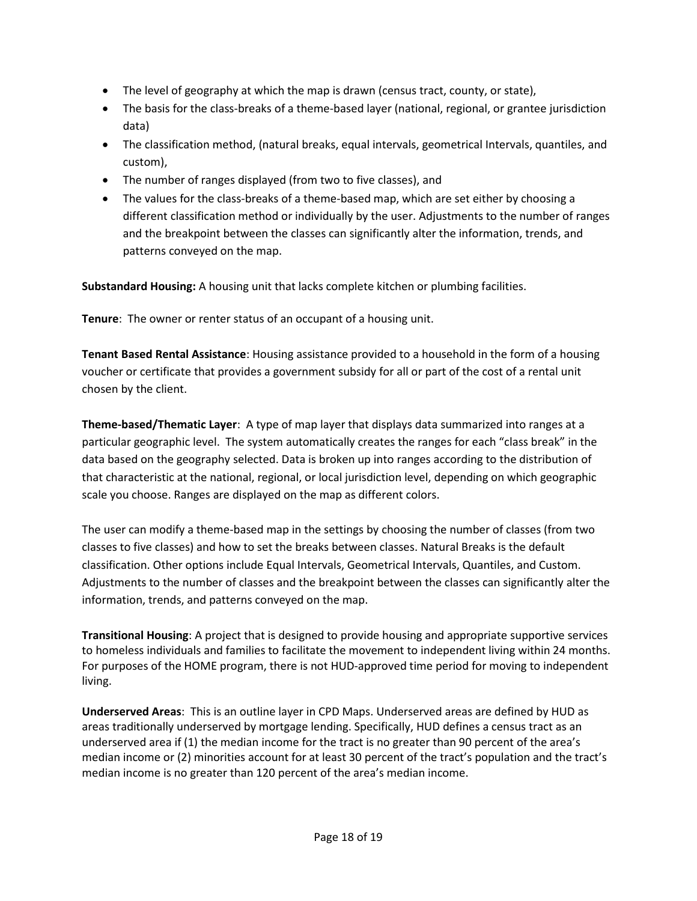- The level of geography at which the map is drawn (census tract, county, or state),
- The basis for the class-breaks of a theme-based layer (national, regional, or grantee jurisdiction data)
- The classification method, (natural breaks, equal intervals, geometrical Intervals, quantiles, and custom),
- The number of ranges displayed (from two to five classes), and
- The values for the class-breaks of a theme-based map, which are set either by choosing a different classification method or individually by the user. Adjustments to the number of ranges and the breakpoint between the classes can significantly alter the information, trends, and patterns conveyed on the map.

**Substandard Housing:** A housing unit that lacks complete kitchen or plumbing facilities.

**Tenure**: The owner or renter status of an occupant of a housing unit.

**Tenant Based Rental Assistance**: Housing assistance provided to a household in the form of a housing voucher or certificate that provides a government subsidy for all or part of the cost of a rental unit chosen by the client.

**Theme-based/Thematic Layer**: A type of map layer that displays data summarized into ranges at a particular geographic level. The system automatically creates the ranges for each "class break" in the data based on the geography selected. Data is broken up into ranges according to the distribution of that characteristic at the national, regional, or local jurisdiction level, depending on which geographic scale you choose. Ranges are displayed on the map as different colors.

The user can modify a theme-based map in the settings by choosing the number of classes (from two classes to five classes) and how to set the breaks between classes. Natural Breaks is the default classification. Other options include Equal Intervals, Geometrical Intervals, Quantiles, and Custom. Adjustments to the number of classes and the breakpoint between the classes can significantly alter the information, trends, and patterns conveyed on the map.

**Transitional Housing**: A project that is designed to provide housing and appropriate supportive services to homeless individuals and families to facilitate the movement to independent living within 24 months. For purposes of the HOME program, there is not HUD-approved time period for moving to independent living.

**Underserved Areas**: This is an outline layer in CPD Maps. Underserved areas are defined by HUD as areas traditionally underserved by mortgage lending. Specifically, HUD defines a census tract as an underserved area if (1) the median income for the tract is no greater than 90 percent of the area's median income or (2) minorities account for at least 30 percent of the tract's population and the tract's median income is no greater than 120 percent of the area's median income.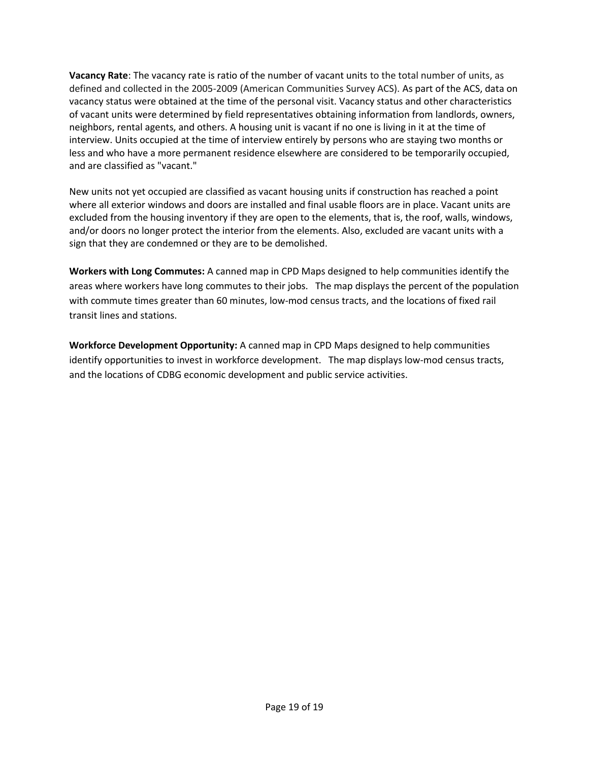**Vacancy Rate**: The vacancy rate is ratio of the number of vacant units to the total number of units, as defined and collected in the 2005-2009 (American Communities Survey ACS). As part of the ACS, data on vacancy status were obtained at the time of the personal visit. Vacancy status and other characteristics of vacant units were determined by field representatives obtaining information from landlords, owners, neighbors, rental agents, and others. A housing unit is vacant if no one is living in it at the time of interview. Units occupied at the time of interview entirely by persons who are staying two months or less and who have a more permanent residence elsewhere are considered to be temporarily occupied, and are classified as "vacant."

New units not yet occupied are classified as vacant housing units if construction has reached a point where all exterior windows and doors are installed and final usable floors are in place. Vacant units are excluded from the housing inventory if they are open to the elements, that is, the roof, walls, windows, and/or doors no longer protect the interior from the elements. Also, excluded are vacant units with a sign that they are condemned or they are to be demolished.

**Workers with Long Commutes:** A canned map in CPD Maps designed to help communities identify the areas where workers have long commutes to their jobs. The map displays the percent of the population with commute times greater than 60 minutes, low-mod census tracts, and the locations of fixed rail transit lines and stations.

**Workforce Development Opportunity:** A canned map in CPD Maps designed to help communities identify opportunities to invest in workforce development. The map displays low-mod census tracts, and the locations of CDBG economic development and public service activities.